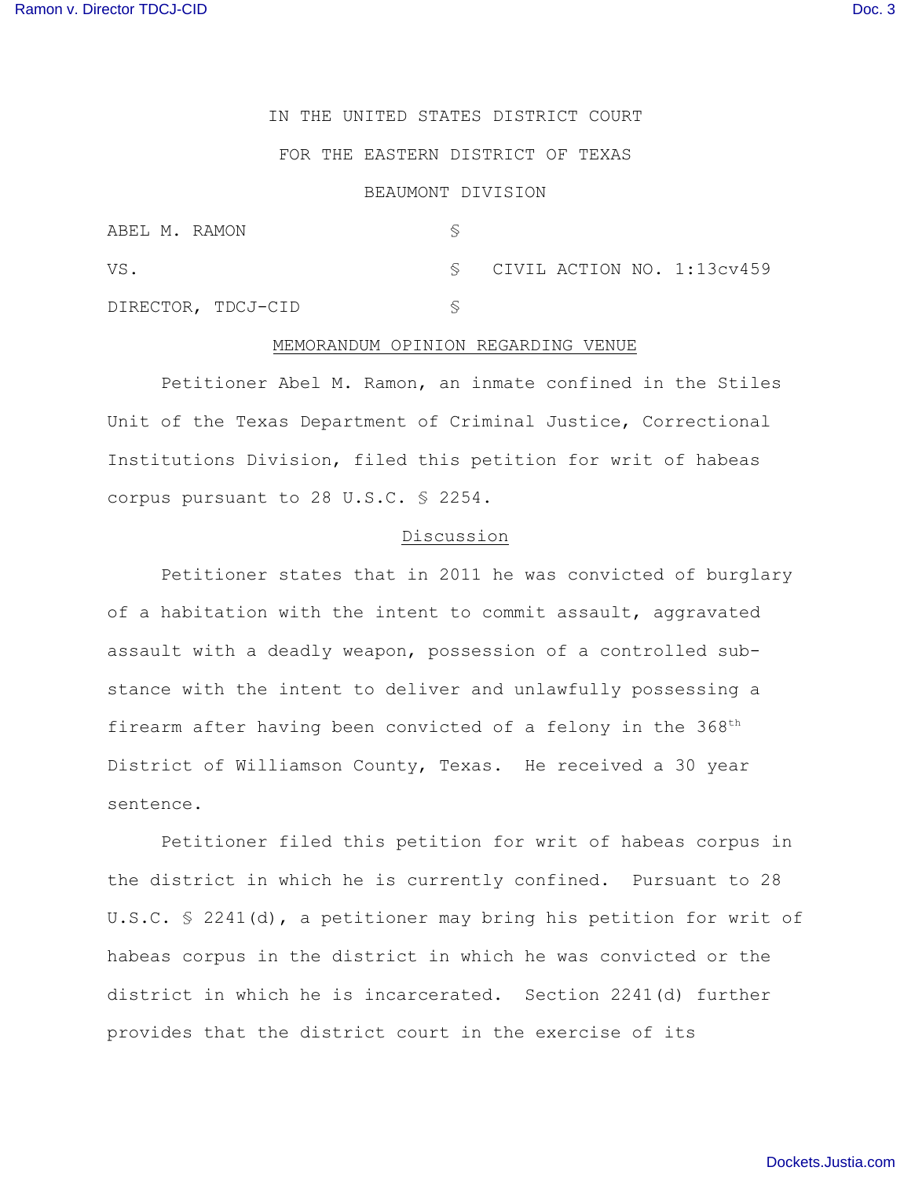IN THE UNITED STATES DISTRICT COURT

FOR THE EASTERN DISTRICT OF TEXAS

BEAUMONT DIVISION

| | | |
|---|---|---|
| ABEL M. RAMON | § | |
| VS. | § | CIVIL ACTION NO. 1:13cv459 |
| DIRECTOR, TDCJ-CID | § | |

MEMORANDUM OPINION REGARDING VENUE

Petitioner Abel M. Ramon, an inmate confined in the Stiles Unit of the Texas Department of Criminal Justice, Correctional Institutions Division, filed this petition for writ of habeas corpus pursuant to 28 U.S.C. § 2254.

Discussion

Petitioner states that in 2011 he was convicted of burglary of a habitation with the intent to commit assault, aggravated assault with a deadly weapon, possession of a controlled substance with the intent to deliver and unlawfully possessing a firearm after having been convicted of a felony in the 368th District of Williamson County, Texas. He received a 30 year sentence.

Petitioner filed this petition for writ of habeas corpus in the district in which he is currently confined. Pursuant to 28 U.S.C. § 2241(d), a petitioner may bring his petition for writ of habeas corpus in the district in which he was convicted or the district in which he is incarcerated. Section 2241(d) further provides that the district court in the exercise of its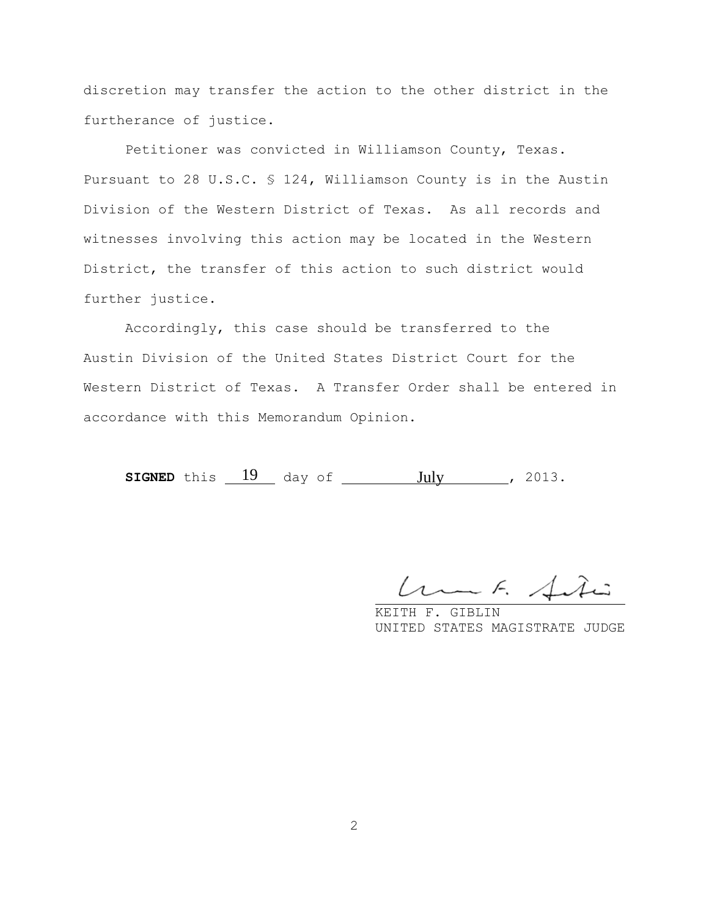discretion may transfer the action to the other district in the furtherance of justice.

Petitioner was convicted in Williamson County, Texas. Pursuant to 28 U.S.C. § 124, Williamson County is in the Austin Division of the Western District of Texas. As all records and witnesses involving this action may be located in the Western District, the transfer of this action to such district would further justice.

Accordingly, this case should be transferred to the Austin Division of the United States District Court for the Western District of Texas. A Transfer Order shall be entered in accordance with this Memorandum Opinion.

**SIGNED** this 19 day of July, 2013.

KEITH F. GIBLIN
UNITED STATES MAGISTRATE JUDGE